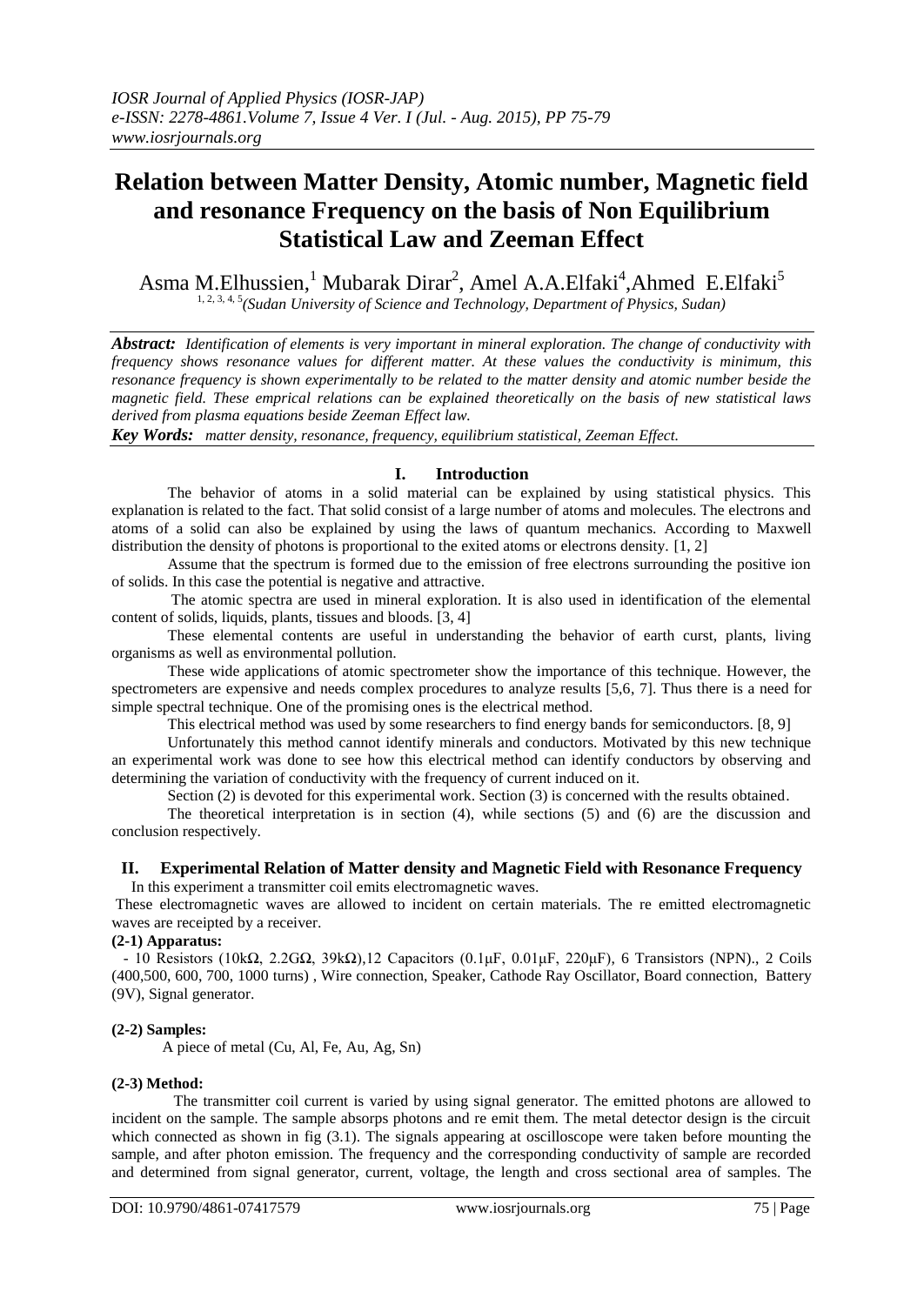# Relation between Matter Density, Atomic number, Magnetic field and resonance Frequency on the basis of Non Equilibrium Statistical Law and Zeeman Effect

Asma M.Elhussien,[1] Mubarak Dirar[2], Amel A.A.Elfaki[4],Ahmed E.Elfaki[5]

[1, 2, 3, 4, 5] *(Sudan University of Science and Technology, Department of Physics, Sudan)*

***Abstract:*** *Identification of elements is very important in mineral exploration. The change of conductivity with frequency shows resonance values for different matter. At these values the conductivity is minimum, this resonance frequency is shown experimentally to be related to the matter density and atomic number beside the magnetic field. These emprical relations can be explained theoretically on the basis of new statistical laws derived from plasma equations beside Zeeman Effect law.*

***Key Words:*** *matter density, resonance, frequency, equilibrium statistical, Zeeman Effect.*

## I. Introduction

The behavior of atoms in a solid material can be explained by using statistical physics. This explanation is related to the fact. That solid consist of a large number of atoms and molecules. The electrons and atoms of a solid can also be explained by using the laws of quantum mechanics. According to Maxwell distribution the density of photons is proportional to the exited atoms or electrons density. [1, 2]

Assume that the spectrum is formed due to the emission of free electrons surrounding the positive ion of solids. In this case the potential is negative and attractive.

The atomic spectra are used in mineral exploration. It is also used in identification of the elemental content of solids, liquids, plants, tissues and bloods. [3, 4]

These elemental contents are useful in understanding the behavior of earth curst, plants, living organisms as well as environmental pollution.

These wide applications of atomic spectrometer show the importance of this technique. However, the spectrometers are expensive and needs complex procedures to analyze results [5,6, 7]. Thus there is a need for simple spectral technique. One of the promising ones is the electrical method.

This electrical method was used by some researchers to find energy bands for semiconductors. [8, 9]

Unfortunately this method cannot identify minerals and conductors. Motivated by this new technique an experimental work was done to see how this electrical method can identify conductors by observing and determining the variation of conductivity with the frequency of current induced on it.

Section (2) is devoted for this experimental work. Section (3) is concerned with the results obtained.

The theoretical interpretation is in section (4), while sections (5) and (6) are the discussion and conclusion respectively.

## II. Experimental Relation of Matter density and Magnetic Field with Resonance Frequency

In this experiment a transmitter coil emits electromagnetic waves.

These electromagnetic waves are allowed to incident on certain materials. The re emitted electromagnetic waves are receipted by a receiver.

**(2-1) Apparatus:**

- 10 Resistors (10kΩ, 2.2GΩ, 39kΩ),12 Capacitors (0.1μF, 0.01μF, 220μF), 6 Transistors (NPN)., 2 Coils (400,500, 600, 700, 1000 turns) , Wire connection, Speaker, Cathode Ray Oscillator, Board connection, Battery (9V), Signal generator.

**(2-2) Samples:**

A piece of metal (Cu, Al, Fe, Au, Ag, Sn)

**(2-3) Method:**

The transmitter coil current is varied by using signal generator. The emitted photons are allowed to incident on the sample. The sample absorps photons and re emit them. The metal detector design is the circuit which connected as shown in fig (3.1). The signals appearing at oscilloscope were taken before mounting the sample, and after photon emission. The frequency and the corresponding conductivity of sample are recorded and determined from signal generator, current, voltage, the length and cross sectional area of samples. The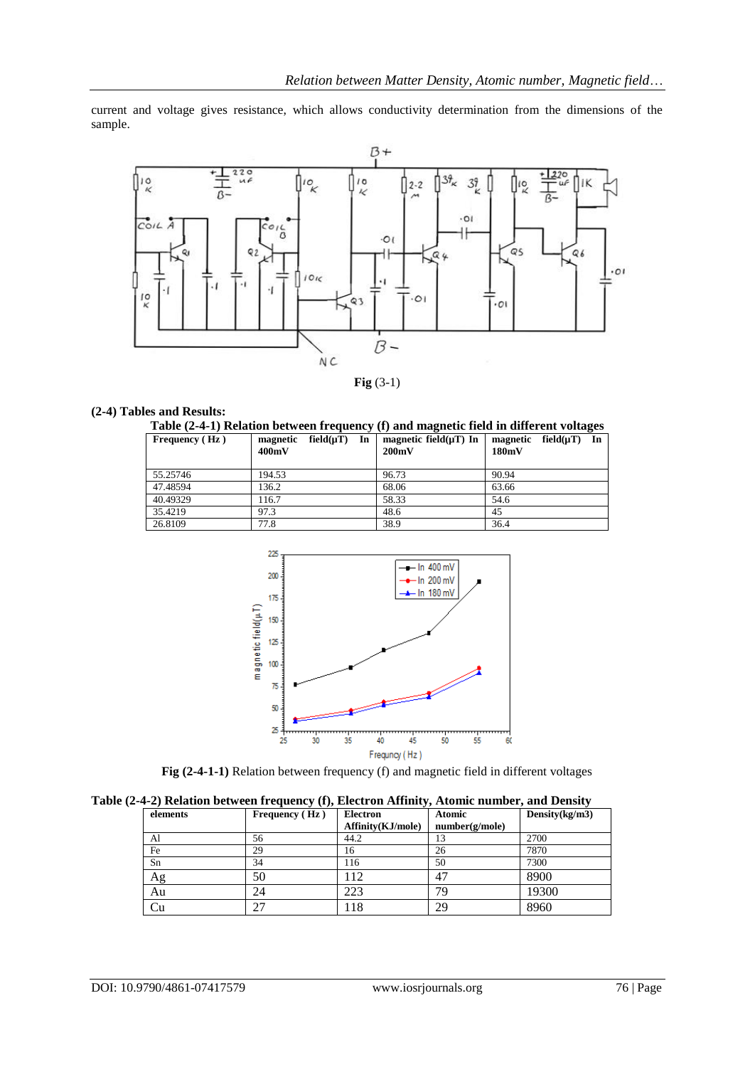current and voltage gives resistance, which allows conductivity determination from the dimensions of the sample.

**Fig** (3-1)

**(2-4) Tables and Results:**

**Table (2-4-1) Relation between frequency (f) and magnetic field in different voltages**

| Frequency ( Hz ) | magnetic field(μT) In 400mV | magnetic field(μT) In 200mV | magnetic field(μT) In 180mV |
|---|---|---|---|
| 55.25746 | 194.53 | 96.73 | 90.94 |
| 47.48594 | 136.2 | 68.06 | 63.66 |
| 40.49329 | 116.7 | 58.33 | 54.6 |
| 35.4219 | 97.3 | 48.6 | 45 |
| 26.8109 | 77.8 | 38.9 | 36.4 |

**Fig (2-4-1-1)** Relation between frequency (f) and magnetic field in different voltages

**Table (2-4-2) Relation between frequency (f), Electron Affinity, Atomic number, and Density**

| elements | Frequency ( Hz ) | Electron Affinity(KJ/mole) | Atomic number(g/mole) | Density(kg/m3) |
|---|---|---|---|---|
| Al | 56 | 44.2 | 13 | 2700 |
| Fe | 29 | 16 | 26 | 7870 |
| Sn | 34 | 116 | 50 | 7300 |
| Ag | 50 | 112 | 47 | 8900 |
| Au | 24 | 223 | 79 | 19300 |
| Cu | 27 | 118 | 29 | 8960 |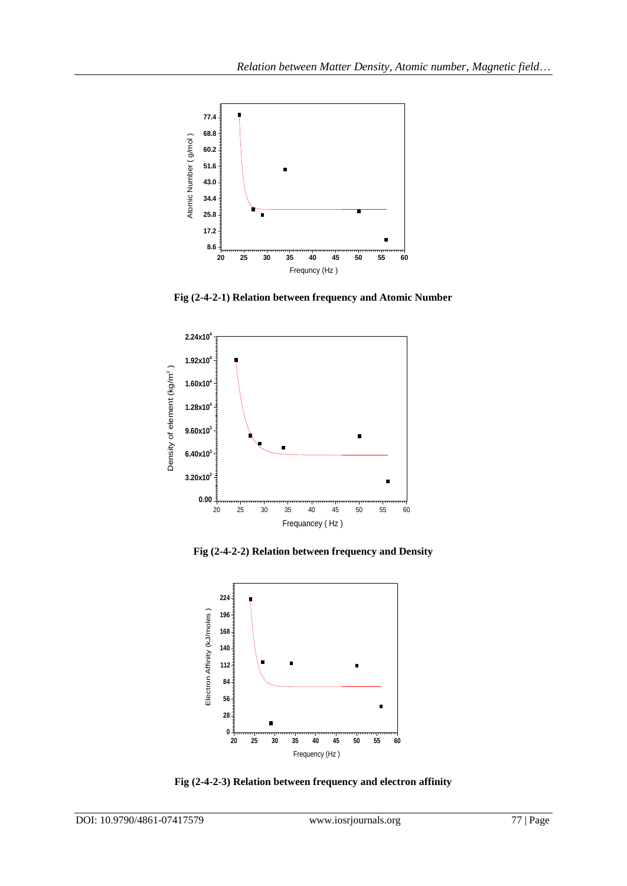Fig (2-4-2-1) Relation between frequency and Atomic Number

Fig (2-4-2-2) Relation between frequency and Density

Fig (2-4-2-3) Relation between frequency and electron affinity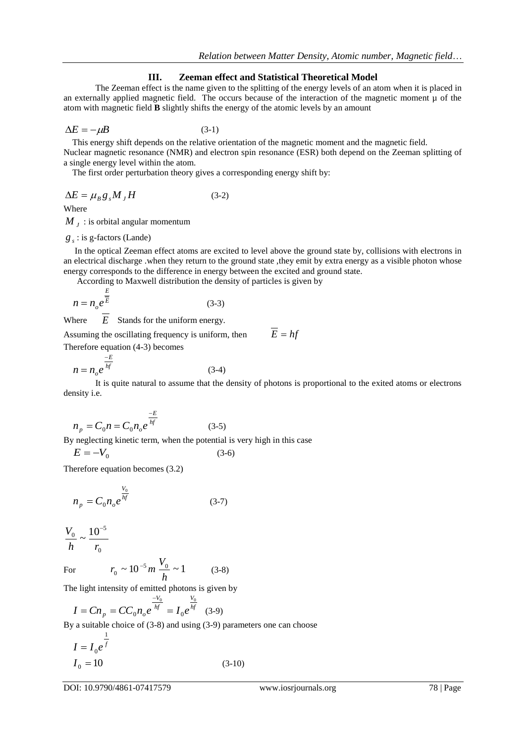### III. Zeeman effect and Statistical Theoretical Model

The Zeeman effect is the name given to the splitting of the energy levels of an atom when it is placed in an externally applied magnetic field. The occurs because of the interaction of the magnetic moment μ of the atom with magnetic field **B** slightly shifts the energy of the atomic levels by an amount

$$\Delta E = -\mu B \tag{3-1}$$

This energy shift depends on the relative orientation of the magnetic moment and the magnetic field.
Nuclear magnetic resonance (NMR) and electron spin resonance (ESR) both depend on the Zeeman splitting of a single energy level within the atom.

The first order perturbation theory gives a corresponding energy shift by:

$$\Delta E = \mu_B g_s M_J H \tag{3-2}$$

Where

$M_J$ : is orbital angular momentum

$g_s$ : is g-factors (Lande)

In the optical Zeeman effect atoms are excited to level above the ground state by, collisions with electrons in an electrical discharge .when they return to the ground state ,they emit by extra energy as a visible photon whose energy corresponds to the difference in energy between the excited and ground state.

According to Maxwell distribution the density of particles is given by

$$n = n_o e^{\frac{E}{\overline{E}}} \tag{3-3}$$

Where $\overline{E}$ Stands for the uniform energy.

Assuming the oscillating frequency is uniform, then $\overline{E} = hf$

Therefore equation (4-3) becomes

$$n = n_o e^{\frac{-E}{hf}} \tag{3-4}$$

It is quite natural to assume that the density of photons is proportional to the exited atoms or electrons density i.e.

$$n_p = C_0 n = C_0 n_o e^{\frac{-E}{hf}} \tag{3-5}$$

By neglecting kinetic term, when the potential is very high in this case

$$E = -V_0 \tag{3-6}$$

Therefore equation becomes (3.2)

$$n_p = C_0 n_o e^{\frac{V_0}{hf}} \tag{3-7}$$

$$\frac{V_0}{h} \sim \frac{10^{-5}}{r_0}$$

For $r_0 \sim 10^{-5} m \ \frac{V_0}{h} \sim 1$ (3-8)

The light intensity of emitted photons is given by

$$I = Cn_p = CC_0 n_o e^{\frac{-V_0}{hf}} = I_0 e^{\frac{V_0}{hf}} \tag{3-9}$$

By a suitable choice of (3-8) and using (3-9) parameters one can choose

$$I = I_0 e^{\frac{1}{f}}$$

$$I_0 = 10 \tag{3-10}$$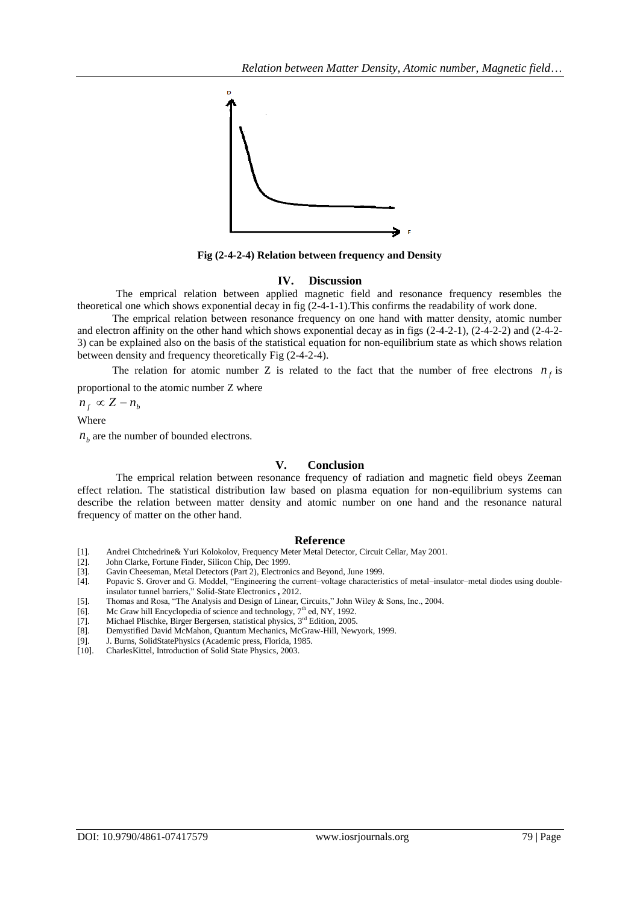D

F

**Fig (2-4-2-4) Relation between frequency and Density**

## IV. Discussion

The emprical relation between applied magnetic field and resonance frequency resembles the theoretical one which shows exponential decay in fig (2-4-1-1).This confirms the readability of work done.

The emprical relation between resonance frequency on one hand with matter density, atomic number and electron affinity on the other hand which shows exponential decay as in figs (2-4-2-1), (2-4-2-2) and (2-4-2-3) can be explained also on the basis of the statistical equation for non-equilibrium state as which shows relation between density and frequency theoretically Fig (2-4-2-4).

The relation for atomic number Z is related to the fact that the number of free electrons $n_f$ is proportional to the atomic number Z where

$$n_f \propto Z - n_b$$

Where

$n_b$ are the number of bounded electrons.

## V. Conclusion

The emprical relation between resonance frequency of radiation and magnetic field obeys Zeeman effect relation. The statistical distribution law based on plasma equation for non-equilibrium systems can describe the relation between matter density and atomic number on one hand and the resonance natural frequency of matter on the other hand.

## Reference

[1]. Andrei Chtchedrine& Yuri Kolokolov, Frequency Meter Metal Detector, Circuit Cellar, May 2001.
[2]. John Clarke, Fortune Finder, Silicon Chip, Dec 1999.
[3]. Gavin Cheeseman, Metal Detectors (Part 2), Electronics and Beyond, June 1999.
[4]. Popavic S. Grover and G. Moddel, "Engineering the current–voltage characteristics of metal–insulator–metal diodes using double-insulator tunnel barriers," Solid-State Electronics , 2012.
[5]. Thomas and Rosa, "The Analysis and Design of Linear, Circuits," John Wiley & Sons, Inc., 2004.
[6]. Mc Graw hill Encyclopedia of science and technology, 7th ed, NY, 1992.
[7]. Michael Plischke, Birger Bergersen, statistical physics, 3rd Edition, 2005.
[8]. Demystified David McMahon, Quantum Mechanics, McGraw-Hill, Newyork, 1999.
[9]. J. Burns, SolidStatePhysics (Academic press, Florida, 1985.
[10]. CharlesKittel, Introduction of Solid State Physics, 2003.